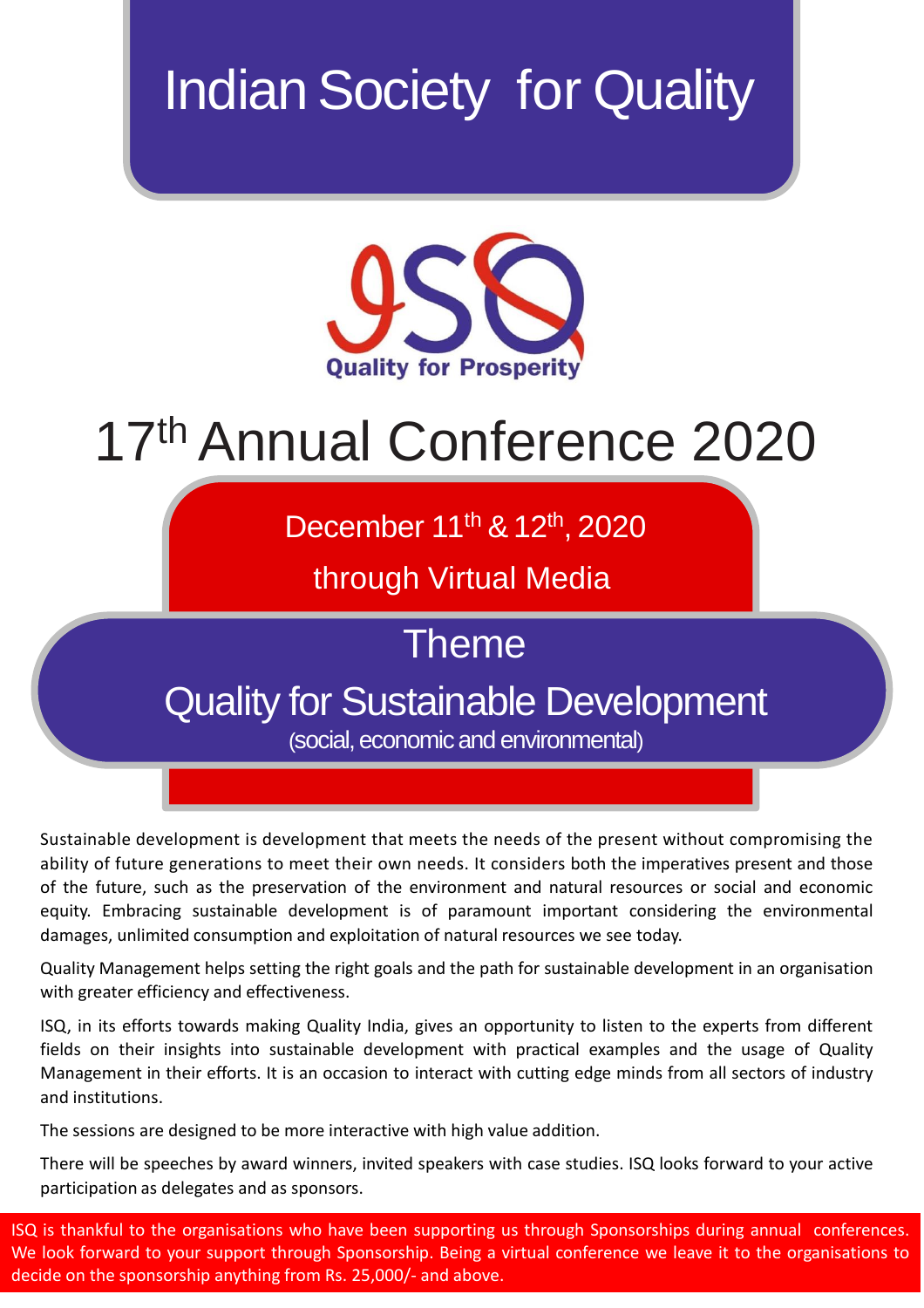# Indian Society for Quality

ISQ

Quality for Prosperity

# 17th Annual Conference 2020

December 11th & 12th, 2020

through Virtual Media

## Theme

## Quality for Sustainable Development

(social, economic and environmental)

Sustainable development is development that meets the needs of the present without compromising the ability of future generations to meet their own needs. It considers both the imperatives present and those of the future, such as the preservation of the environment and natural resources or social and economic equity. Embracing sustainable development is of paramount important considering the environmental damages, unlimited consumption and exploitation of natural resources we see today.

Quality Management helps setting the right goals and the path for sustainable development in an organisation with greater efficiency and effectiveness.

ISQ, in its efforts towards making Quality India, gives an opportunity to listen to the experts from different fields on their insights into sustainable development with practical examples and the usage of Quality Management in their efforts. It is an occasion to interact with cutting edge minds from all sectors of industry and institutions.

The sessions are designed to be more interactive with high value addition.

There will be speeches by award winners, invited speakers with case studies. ISQ looks forward to your active participation as delegates and as sponsors.

ISQ is thankful to the organisations who have been supporting us through Sponsorships during annual conferences. We look forward to your support through Sponsorship. Being a virtual conference we leave it to the organisations to decide on the sponsorship anything from Rs. 25,000/- and above.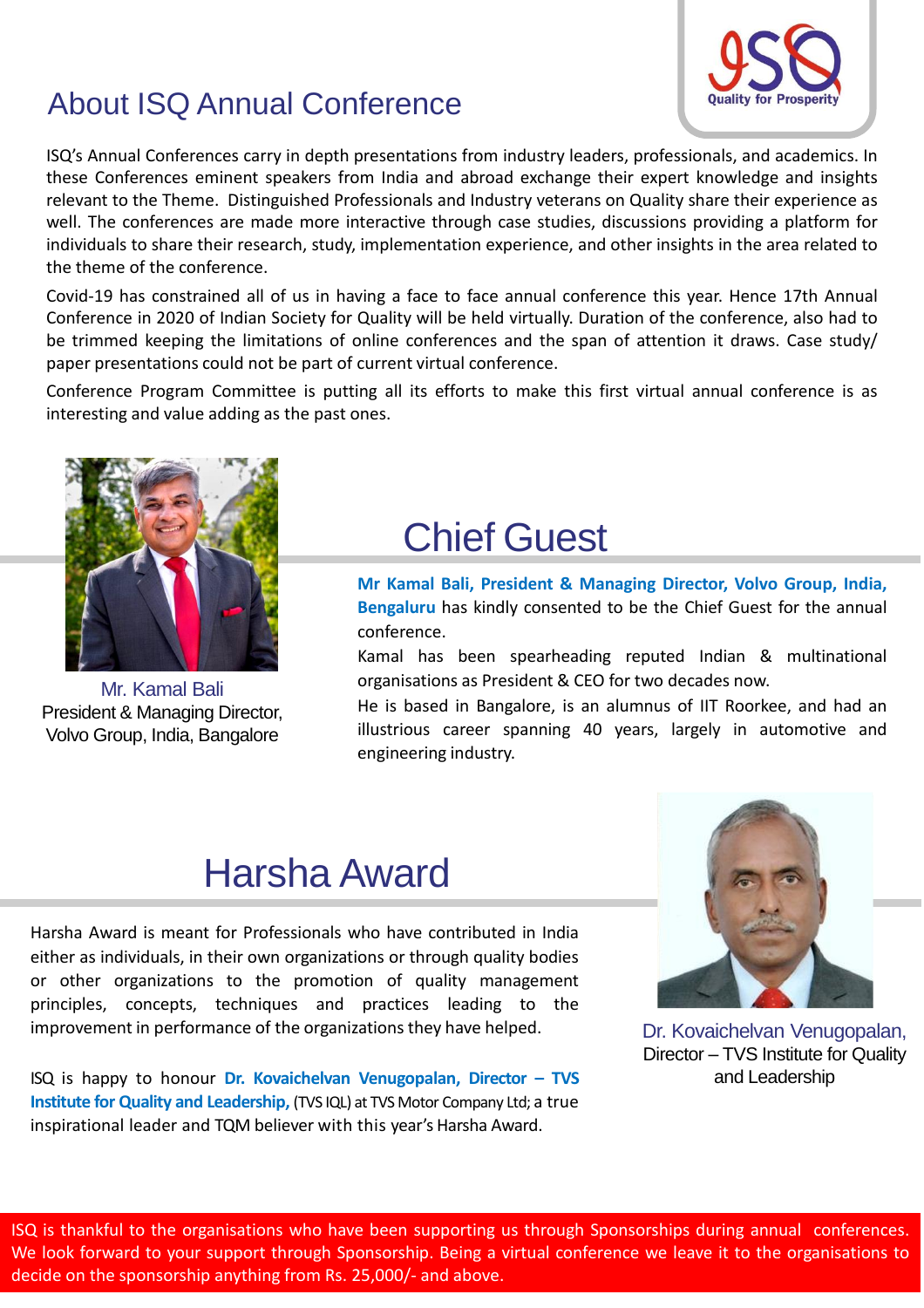## About ISQ Annual Conference

ISQ Quality for Prosperity

ISQ's Annual Conferences carry in depth presentations from industry leaders, professionals, and academics. In these Conferences eminent speakers from India and abroad exchange their expert knowledge and insights relevant to the Theme. Distinguished Professionals and Industry veterans on Quality share their experience as well. The conferences are made more interactive through case studies, discussions providing a platform for individuals to share their research, study, implementation experience, and other insights in the area related to the theme of the conference.

Covid-19 has constrained all of us in having a face to face annual conference this year. Hence 17th Annual Conference in 2020 of Indian Society for Quality will be held virtually. Duration of the conference, also had to be trimmed keeping the limitations of online conferences and the span of attention it draws. Case study/ paper presentations could not be part of current virtual conference.

Conference Program Committee is putting all its efforts to make this first virtual annual conference is as interesting and value adding as the past ones.

## Chief Guest

Mr. Kamal Bali
President & Managing Director, Volvo Group, India, Bangalore

**Mr Kamal Bali, President & Managing Director, Volvo Group, India, Bengaluru** has kindly consented to be the Chief Guest for the annual conference.

Kamal has been spearheading reputed Indian & multinational organisations as President & CEO for two decades now.

He is based in Bangalore, is an alumnus of IIT Roorkee, and had an illustrious career spanning 40 years, largely in automotive and engineering industry.

## Harsha Award

Harsha Award is meant for Professionals who have contributed in India either as individuals, in their own organizations or through quality bodies or other organizations to the promotion of quality management principles, concepts, techniques and practices leading to the improvement in performance of the organizations they have helped.

ISQ is happy to honour **Dr. Kovaichelvan Venugopalan, Director – TVS Institute for Quality and Leadership,** (TVS IQL) at TVS Motor Company Ltd; a true inspirational leader and TQM believer with this year's Harsha Award.

Dr. Kovaichelvan Venugopalan,
Director – TVS Institute for Quality and Leadership

ISQ is thankful to the organisations who have been supporting us through Sponsorships during annual conferences. We look forward to your support through Sponsorship. Being a virtual conference we leave it to the organisations to decide on the sponsorship anything from Rs. 25,000/- and above.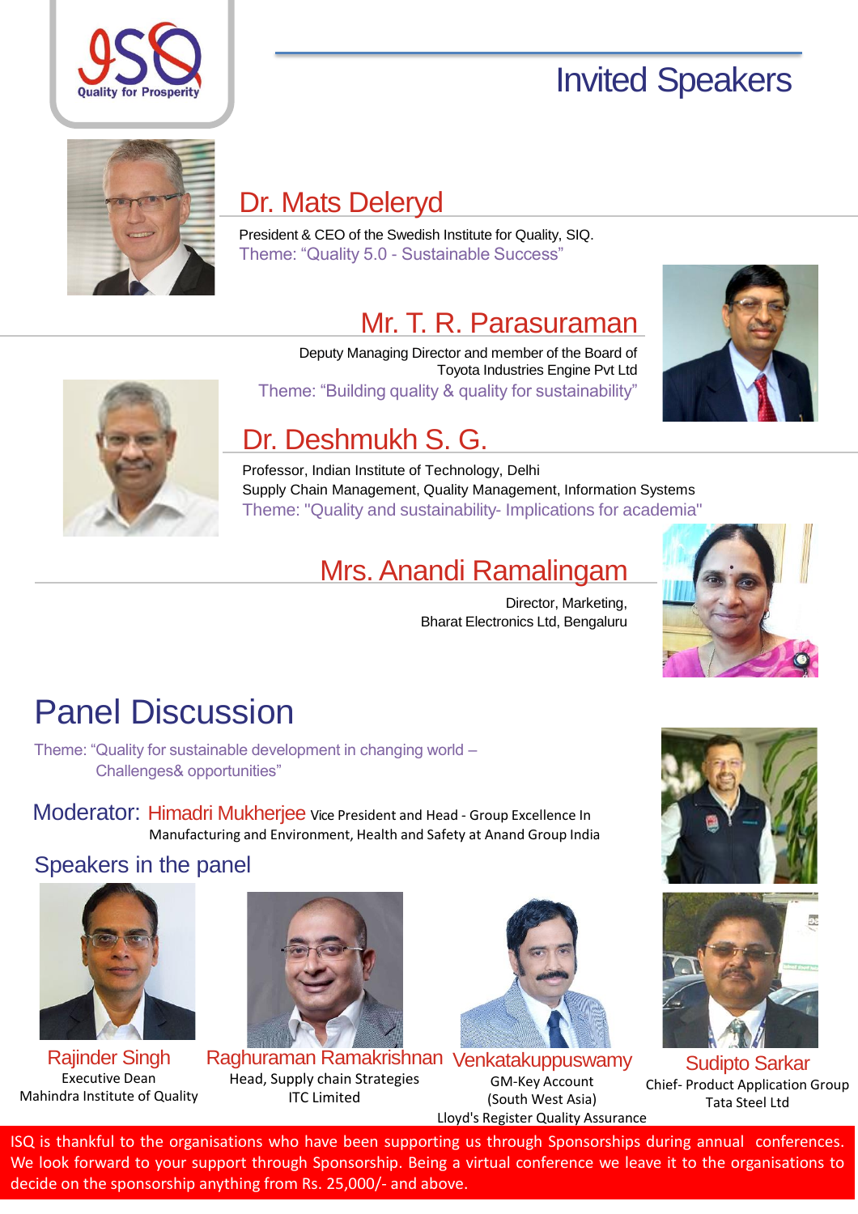ISQ Quality for Prosperity

# Invited Speakers

## Dr. Mats Deleryd

President & CEO of the Swedish Institute for Quality, SIQ.

Theme: "Quality 5.0 - Sustainable Success"

## Mr. T. R. Parasuraman

Deputy Managing Director and member of the Board of Toyota Industries Engine Pvt Ltd

Theme: "Building quality & quality for sustainability"

## Dr. Deshmukh S. G.

Professor, Indian Institute of Technology, Delhi

Supply Chain Management, Quality Management, Information Systems

Theme: "Quality and sustainability- Implications for academia"

## Mrs. Anandi Ramalingam

Director, Marketing,
Bharat Electronics Ltd, Bengaluru

# Panel Discussion

Theme: "Quality for sustainable development in changing world – Challenges& opportunities"

**Moderator:** Himadri Mukherjee Vice President and Head - Group Excellence In Manufacturing and Environment, Health and Safety at Anand Group India

## Speakers in the panel

**Rajinder Singh**
Executive Dean
Mahindra Institute of Quality

**Raghuraman Ramakrishnan**
Head, Supply chain Strategies
ITC Limited

**Venkatakuppuswamy**
GM-Key Account
(South West Asia)
Lloyd's Register Quality Assurance

**Sudipto Sarkar**
Chief- Product Application Group
Tata Steel Ltd

ISQ is thankful to the organisations who have been supporting us through Sponsorships during annual conferences. We look forward to your support through Sponsorship. Being a virtual conference we leave it to the organisations to decide on the sponsorship anything from Rs. 25,000/- and above.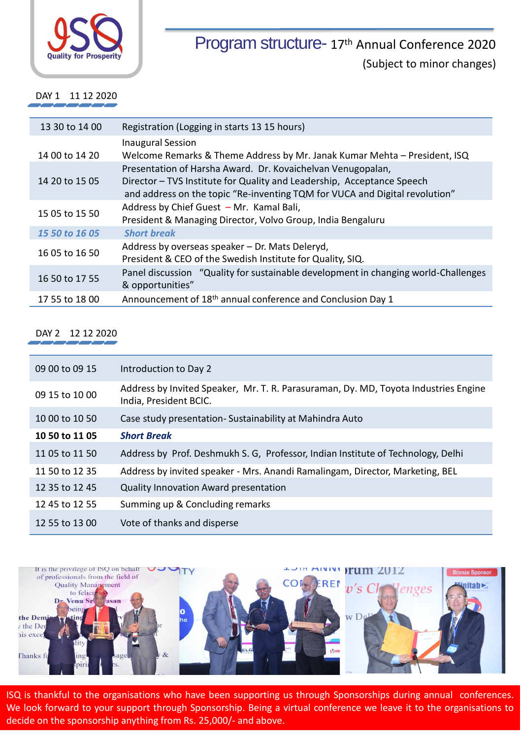ISQ Quality for Prosperity

# Program structure- 17th Annual Conference 2020

(Subject to minor changes)

## DAY 1 11 12 2020

| | |
|---|---|
| 13 30 to 14 00 | Registration (Logging in starts 13 15 hours) |
| 14 00 to 14 20 | Inaugural Session<br>Welcome Remarks & Theme Address by Mr. Janak Kumar Mehta – President, ISQ |
| 14 20 to 15 05 | Presentation of Harsha Award. Dr. Kovaichelvan Venugopalan,<br>Director – TVS Institute for Quality and Leadership, Acceptance Speech and address on the topic "Re-inventing TQM for VUCA and Digital revolution" |
| 15 05 to 15 50 | Address by Chief Guest – Mr. Kamal Bali,<br>President & Managing Director, Volvo Group, India Bengaluru |
| *15 50 to 16 05* | ***Short break*** |
| 16 05 to 16 50 | Address by overseas speaker – Dr. Mats Deleryd,<br>President & CEO of the Swedish Institute for Quality, SIQ. |
| 16 50 to 17 55 | Panel discussion "Quality for sustainable development in changing world-Challenges & opportunities" |
| 17 55 to 18 00 | Announcement of 18th annual conference and Conclusion Day 1 |

## DAY 2 12 12 2020

| | |
|---|---|
| 09 00 to 09 15 | Introduction to Day 2 |
| 09 15 to 10 00 | Address by Invited Speaker, Mr. T. R. Parasuraman, Dy. MD, Toyota Industries Engine India, President BCIC. |
| 10 00 to 10 50 | Case study presentation- Sustainability at Mahindra Auto |
| **10 50 to 11 05** | ***Short Break*** |
| 11 05 to 11 50 | Address by Prof. Deshmukh S. G, Professor, Indian Institute of Technology, Delhi |
| 11 50 to 12 35 | Address by invited speaker - Mrs. Anandi Ramalingam, Director, Marketing, BEL |
| 12 35 to 12 45 | Quality Innovation Award presentation |
| 12 45 to 12 55 | Summing up & Concluding remarks |
| 12 55 to 13 00 | Vote of thanks and disperse |

ISQ is thankful to the organisations who have been supporting us through Sponsorships during annual conferences. We look forward to your support through Sponsorship. Being a virtual conference we leave it to the organisations to decide on the sponsorship anything from Rs. 25,000/- and above.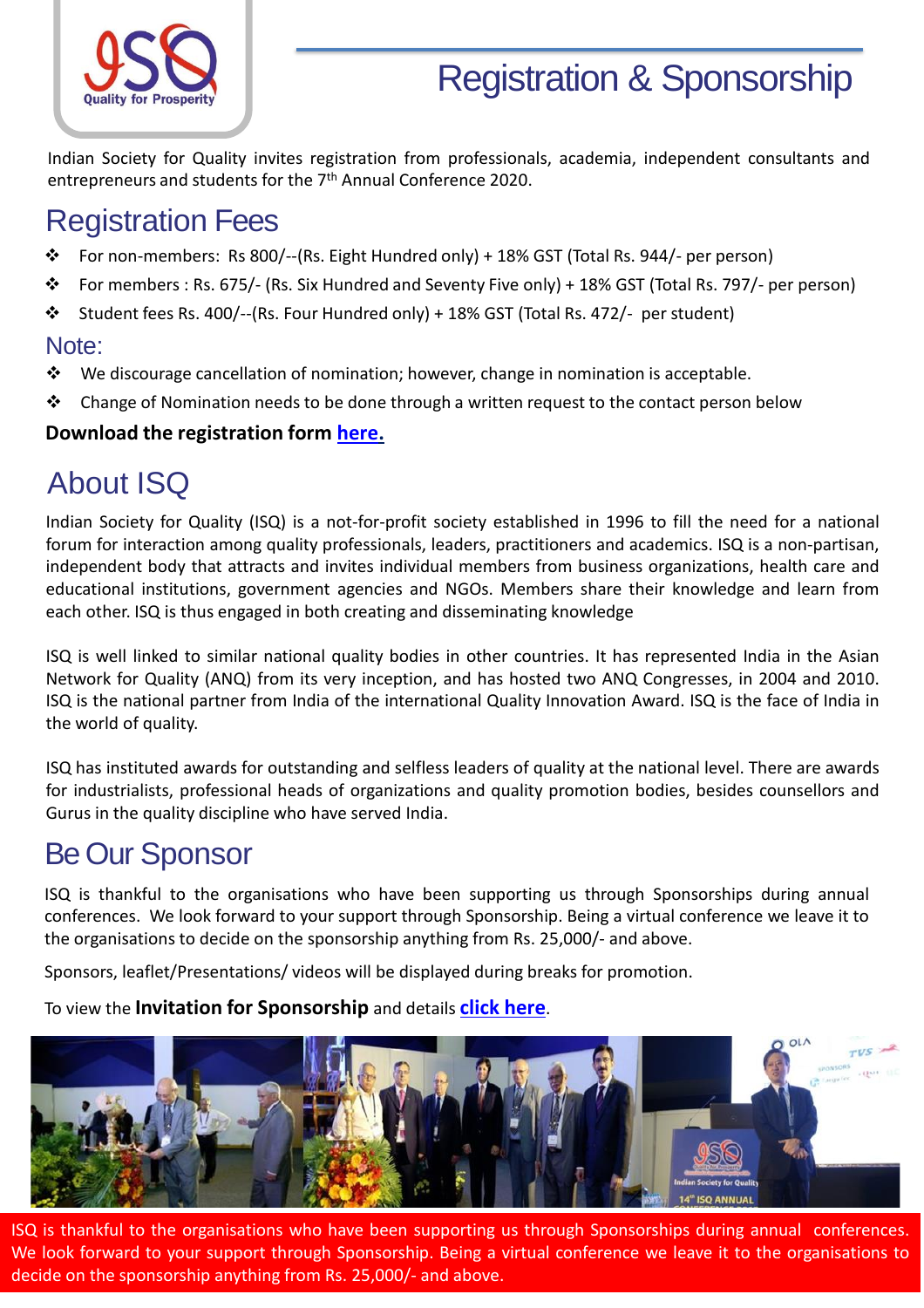# Registration & Sponsorship

Indian Society for Quality invites registration from professionals, academia, independent consultants and entrepreneurs and students for the 7th Annual Conference 2020.

## Registration Fees

- For non-members: Rs 800/--(Rs. Eight Hundred only) + 18% GST (Total Rs. 944/- per person)
- For members : Rs. 675/- (Rs. Six Hundred and Seventy Five only) + 18% GST (Total Rs. 797/- per person)
- Student fees Rs. 400/--(Rs. Four Hundred only) + 18% GST (Total Rs. 472/- per student)

### Note:

- We discourage cancellation of nomination; however, change in nomination is acceptable.
- Change of Nomination needs to be done through a written request to the contact person below

**Download the registration form here.**

## About ISQ

Indian Society for Quality (ISQ) is a not-for-profit society established in 1996 to fill the need for a national forum for interaction among quality professionals, leaders, practitioners and academics. ISQ is a non-partisan, independent body that attracts and invites individual members from business organizations, health care and educational institutions, government agencies and NGOs. Members share their knowledge and learn from each other. ISQ is thus engaged in both creating and disseminating knowledge

ISQ is well linked to similar national quality bodies in other countries. It has represented India in the Asian Network for Quality (ANQ) from its very inception, and has hosted two ANQ Congresses, in 2004 and 2010. ISQ is the national partner from India of the international Quality Innovation Award. ISQ is the face of India in the world of quality.

ISQ has instituted awards for outstanding and selfless leaders of quality at the national level. There are awards for industrialists, professional heads of organizations and quality promotion bodies, besides counsellors and Gurus in the quality discipline who have served India.

## Be Our Sponsor

ISQ is thankful to the organisations who have been supporting us through Sponsorships during annual conferences. We look forward to your support through Sponsorship. Being a virtual conference we leave it to the organisations to decide on the sponsorship anything from Rs. 25,000/- and above.

Sponsors, leaflet/Presentations/ videos will be displayed during breaks for promotion.

To view the **Invitation for Sponsorship** and details **click here**.

ISQ is thankful to the organisations who have been supporting us through Sponsorships during annual conferences. We look forward to your support through Sponsorship. Being a virtual conference we leave it to the organisations to decide on the sponsorship anything from Rs. 25,000/- and above.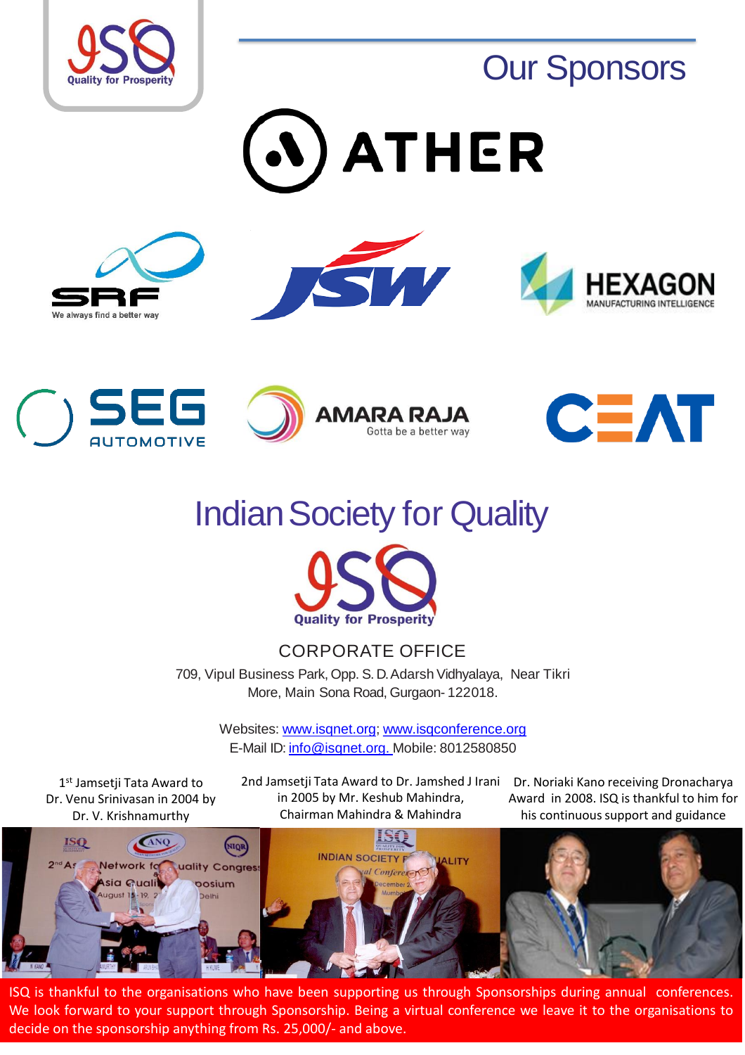# Our Sponsors

ATHER

SRF
We always find a better way

JSW

HEXAGON
MANUFACTURING INTELLIGENCE

SEG
AUTOMOTIVE

AMARA RAJA
Gotta be a better way

CEAT

# Indian Society for Quality

ISQ
Quality for Prosperity

## CORPORATE OFFICE

709, Vipul Business Park, Opp. S. D. Adarsh Vidhyalaya, Near Tikri More, Main Sona Road, Gurgaon- 122018.

Websites: www.isqnet.org; www.isqconference.org
E-Mail ID: info@isqnet.org. Mobile: 8012580850

1st Jamsetji Tata Award to Dr. Venu Srinivasan in 2004 by Dr. V. Krishnamurthy

2nd Jamsetji Tata Award to Dr. Jamshed J Irani in 2005 by Mr. Keshub Mahindra, Chairman Mahindra & Mahindra

Dr. Noriaki Kano receiving Dronacharya Award in 2008. ISQ is thankful to him for his continuous support and guidance

ISQ is thankful to the organisations who have been supporting us through Sponsorships during annual conferences. We look forward to your support through Sponsorship. Being a virtual conference we leave it to the organisations to decide on the sponsorship anything from Rs. 25,000/- and above.